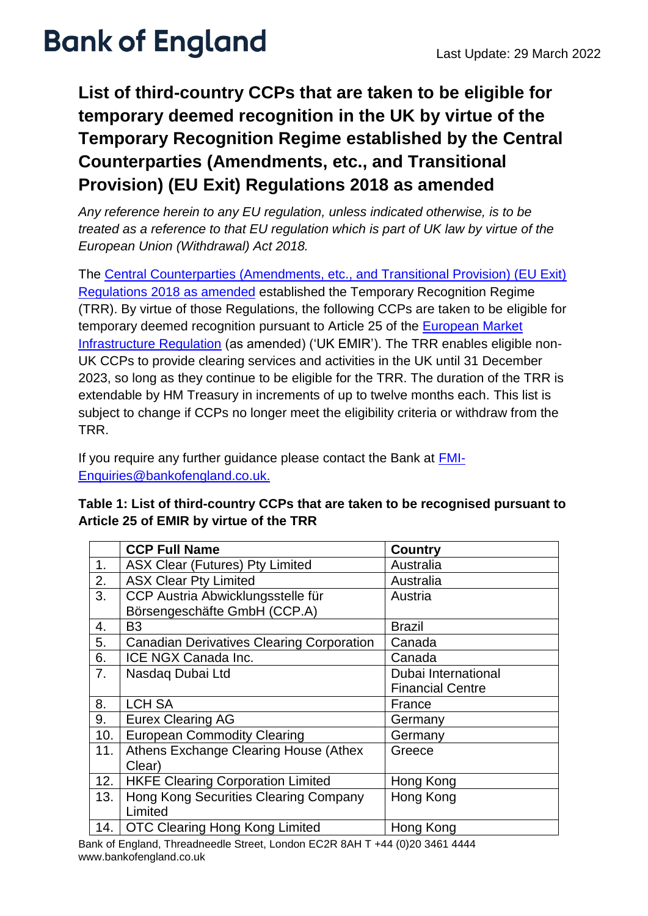# Bank of England

Last Update: 29 March 2022

## List of third-country CCPs that are taken to be eligible for temporary deemed recognition in the UK by virtue of the Temporary Recognition Regime established by the Central Counterparties (Amendments, etc., and Transitional Provision) (EU Exit) Regulations 2018 as amended

*Any reference herein to any EU regulation, unless indicated otherwise, is to be treated as a reference to that EU regulation which is part of UK law by virtue of the European Union (Withdrawal) Act 2018.*

The Central Counterparties (Amendments, etc., and Transitional Provision) (EU Exit) Regulations 2018 as amended established the Temporary Recognition Regime (TRR). By virtue of those Regulations, the following CCPs are taken to be eligible for temporary deemed recognition pursuant to Article 25 of the European Market Infrastructure Regulation (as amended) ('UK EMIR'). The TRR enables eligible non-UK CCPs to provide clearing services and activities in the UK until 31 December 2023, so long as they continue to be eligible for the TRR. The duration of the TRR is extendable by HM Treasury in increments of up to twelve months each. This list is subject to change if CCPs no longer meet the eligibility criteria or withdraw from the TRR.

If you require any further guidance please contact the Bank at FMI-Enquiries@bankofengland.co.uk.

**Table 1: List of third-country CCPs that are taken to be recognised pursuant to Article 25 of EMIR by virtue of the TRR**

| | CCP Full Name | Country |
|---|---|---|
| 1. | ASX Clear (Futures) Pty Limited | Australia |
| 2. | ASX Clear Pty Limited | Australia |
| 3. | CCP Austria Abwicklungsstelle für Börsengeschäfte GmbH (CCP.A) | Austria |
| 4. | B3 | Brazil |
| 5. | Canadian Derivatives Clearing Corporation | Canada |
| 6. | ICE NGX Canada Inc. | Canada |
| 7. | Nasdaq Dubai Ltd | Dubai International Financial Centre |
| 8. | LCH SA | France |
| 9. | Eurex Clearing AG | Germany |
| 10. | European Commodity Clearing | Germany |
| 11. | Athens Exchange Clearing House (Athex Clear) | Greece |
| 12. | HKFE Clearing Corporation Limited | Hong Kong |
| 13. | Hong Kong Securities Clearing Company Limited | Hong Kong |
| 14. | OTC Clearing Hong Kong Limited | Hong Kong |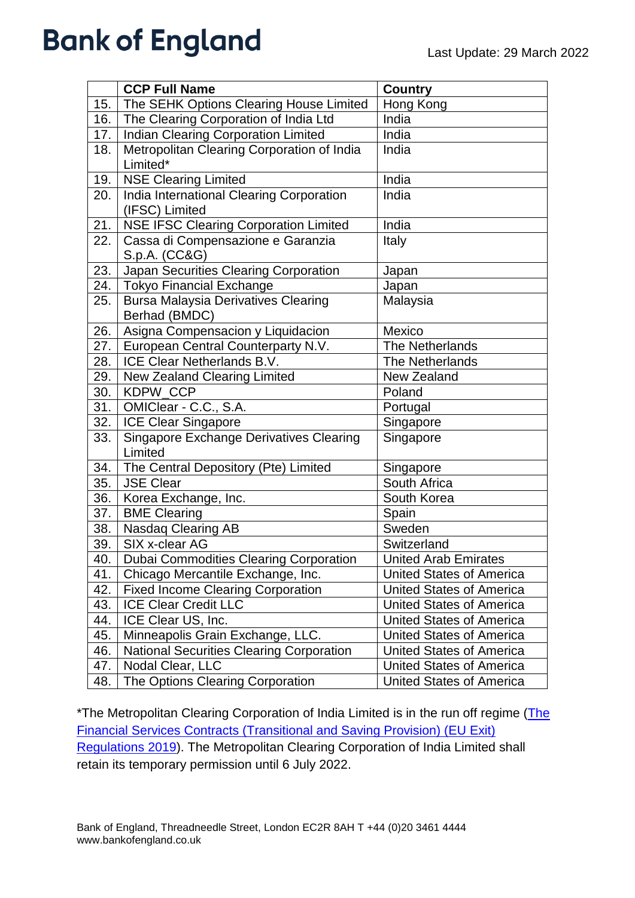|  | CCP Full Name | Country |
| --- | --- | --- |
| 15. | The SEHK Options Clearing House Limited | Hong Kong |
| 16. | The Clearing Corporation of India Ltd | India |
| 17. | Indian Clearing Corporation Limited | India |
| 18. | Metropolitan Clearing Corporation of India Limited* | India |
| 19. | NSE Clearing Limited | India |
| 20. | India International Clearing Corporation (IFSC) Limited | India |
| 21. | NSE IFSC Clearing Corporation Limited | India |
| 22. | Cassa di Compensazione e Garanzia S.p.A. (CC&G) | Italy |
| 23. | Japan Securities Clearing Corporation | Japan |
| 24. | Tokyo Financial Exchange | Japan |
| 25. | Bursa Malaysia Derivatives Clearing Berhad (BMDC) | Malaysia |
| 26. | Asigna Compensacion y Liquidacion | Mexico |
| 27. | European Central Counterparty N.V. | The Netherlands |
| 28. | ICE Clear Netherlands B.V. | The Netherlands |
| 29. | New Zealand Clearing Limited | New Zealand |
| 30. | KDPW_CCP | Poland |
| 31. | OMIClear - C.C., S.A. | Portugal |
| 32. | ICE Clear Singapore | Singapore |
| 33. | Singapore Exchange Derivatives Clearing Limited | Singapore |
| 34. | The Central Depository (Pte) Limited | Singapore |
| 35. | JSE Clear | South Africa |
| 36. | Korea Exchange, Inc. | South Korea |
| 37. | BME Clearing | Spain |
| 38. | Nasdaq Clearing AB | Sweden |
| 39. | SIX x-clear AG | Switzerland |
| 40. | Dubai Commodities Clearing Corporation | United Arab Emirates |
| 41. | Chicago Mercantile Exchange, Inc. | United States of America |
| 42. | Fixed Income Clearing Corporation | United States of America |
| 43. | ICE Clear Credit LLC | United States of America |
| 44. | ICE Clear US, Inc. | United States of America |
| 45. | Minneapolis Grain Exchange, LLC. | United States of America |
| 46. | National Securities Clearing Corporation | United States of America |
| 47. | Nodal Clear, LLC | United States of America |
| 48. | The Options Clearing Corporation | United States of America |

*The Metropolitan Clearing Corporation of India Limited is in the run off regime (The Financial Services Contracts (Transitional and Saving Provision) (EU Exit) Regulations 2019). The Metropolitan Clearing Corporation of India Limited shall retain its temporary permission until 6 July 2022.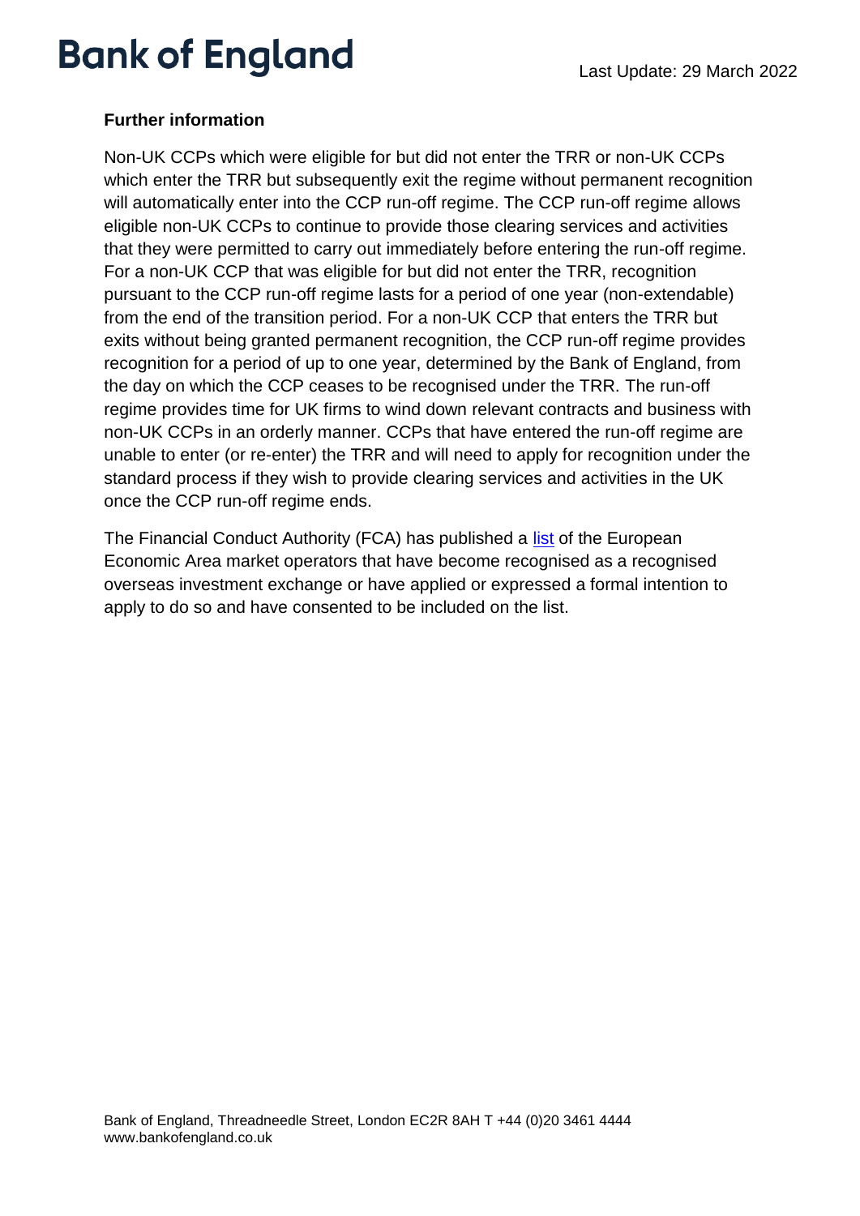**Further information**

Non-UK CCPs which were eligible for but did not enter the TRR or non-UK CCPs which enter the TRR but subsequently exit the regime without permanent recognition will automatically enter into the CCP run-off regime. The CCP run-off regime allows eligible non-UK CCPs to continue to provide those clearing services and activities that they were permitted to carry out immediately before entering the run-off regime. For a non-UK CCP that was eligible for but did not enter the TRR, recognition pursuant to the CCP run-off regime lasts for a period of one year (non-extendable) from the end of the transition period. For a non-UK CCP that enters the TRR but exits without being granted permanent recognition, the CCP run-off regime provides recognition for a period of up to one year, determined by the Bank of England, from the day on which the CCP ceases to be recognised under the TRR. The run-off regime provides time for UK firms to wind down relevant contracts and business with non-UK CCPs in an orderly manner. CCPs that have entered the run-off regime are unable to enter (or re-enter) the TRR and will need to apply for recognition under the standard process if they wish to provide clearing services and activities in the UK once the CCP run-off regime ends.

The Financial Conduct Authority (FCA) has published a list of the European Economic Area market operators that have become recognised as a recognised overseas investment exchange or have applied or expressed a formal intention to apply to do so and have consented to be included on the list.